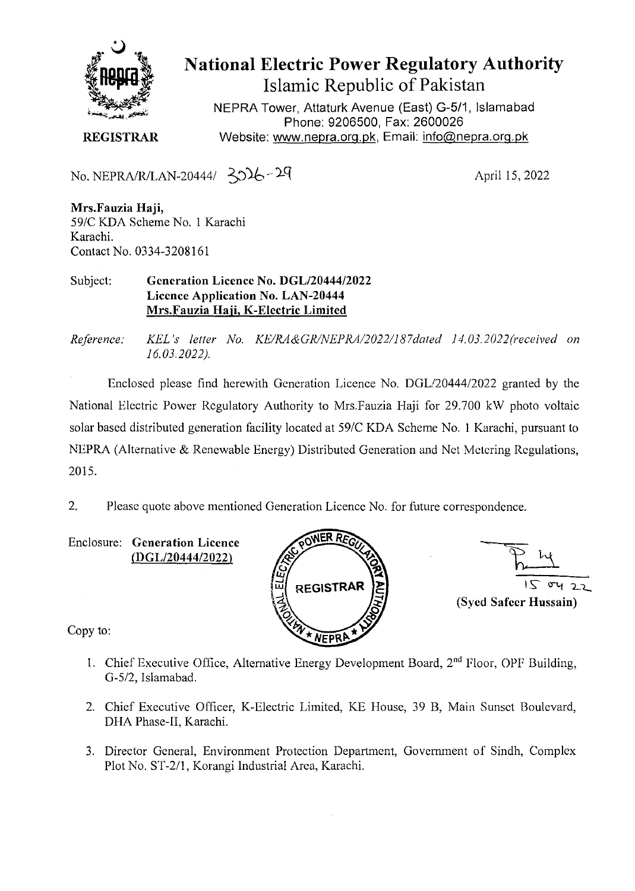# National Electric Power Regulatory Authority

## Islamic Republic of Pakistan

NEPRA Tower, Attaturk Avenue (East) G-5/1, Islamabad
Phone: 9206500, Fax: 2600026
Website: www.nepra.org.pk, Email: info@nepra.org.pk

**REGISTRAR**

No. NEPRA/R/LAN-20444/ 3026-29

April 15, 2022

**Mrs.Fauzia Haji,**
59/C KDA Scheme No. 1 Karachi
Karachi.
Contact No. 0334-3208161

Subject: **Generation Licence No. DGL/20444/2022**
**Licence Application No. LAN-20444**
**Mrs.Fauzia Haji, K-Electric Limited**

*Reference: KEL's letter No. KE/RA&GR/NEPRA/2022/187dated 14.03.2022(received on 16.03.2022).*

Enclosed please find herewith Generation Licence No. DGL/20444/2022 granted by the National Electric Power Regulatory Authority to Mrs.Fauzia Haji for 29.700 kW photo voltaic solar based distributed generation facility located at 59/C KDA Scheme No. 1 Karachi, pursuant to NEPRA (Alternative & Renewable Energy) Distributed Generation and Net Metering Regulations, 2015.

2. Please quote above mentioned Generation Licence No. for future correspondence.

Enclosure: **Generation Licence (DGL/20444/2022)**

15 04 22
**(Syed Safeer Hussain)**

Copy to:

1. Chief Executive Office, Alternative Energy Development Board, 2nd Floor, OPF Building, G-5/2, Islamabad.
2. Chief Executive Officer, K-Electric Limited, KE House, 39 B, Main Sunset Boulevard, DHA Phase-II, Karachi.
3. Director General, Environment Protection Department, Government of Sindh, Complex Plot No. ST-2/1, Korangi Industrial Area, Karachi.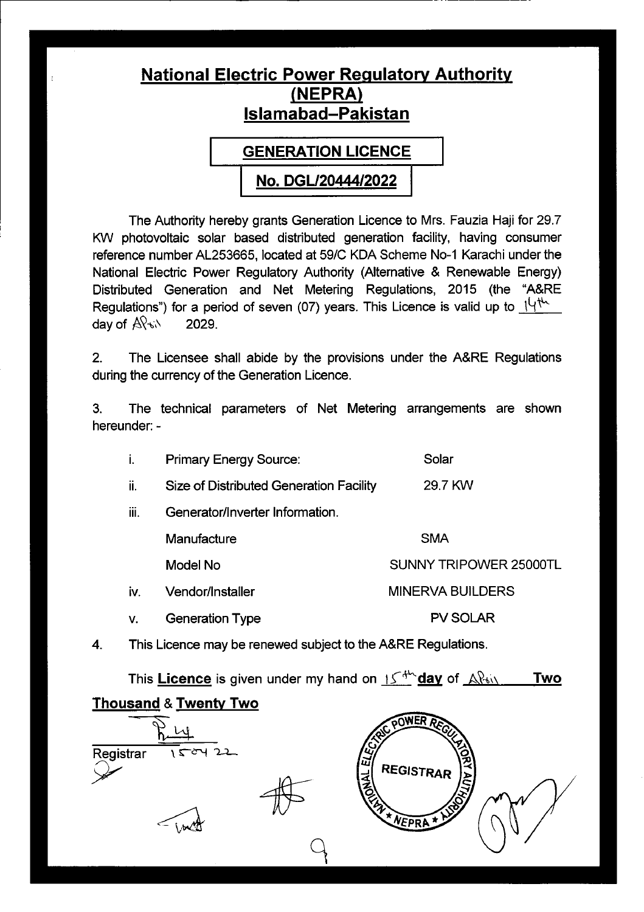# National Electric Power Regulatory Authority (NEPRA) Islamabad–Pakistan

## GENERATION LICENCE

## No. DGL/20444/2022

The Authority hereby grants Generation Licence to Mrs. Fauzia Haji for 29.7 KW photovoltaic solar based distributed generation facility, having consumer reference number AL253665, located at 59/C KDA Scheme No-1 Karachi under the National Electric Power Regulatory Authority (Alternative & Renewable Energy) Distributed Generation and Net Metering Regulations, 2015 (the "A&RE Regulations") for a period of seven (07) years. This Licence is valid up to 14th day of April 2029.

2. The Licensee shall abide by the provisions under the A&RE Regulations during the currency of the Generation Licence.

3. The technical parameters of Net Metering arrangements are shown hereunder: -

| | | |
|---|---|---|
| i. | Primary Energy Source: | Solar |
| ii. | Size of Distributed Generation Facility | 29.7 KW |
| iii. | Generator/Inverter Information. | |
| | Manufacture | SMA |
| | Model No | SUNNY TRIPOWER 25000TL |
| iv. | Vendor/Installer | MINERVA BUILDERS |
| v. | Generation Type | PV SOLAR |

4. This Licence may be renewed subject to the A&RE Regulations.

This **Licence** is given under my hand on 15th **day** of April **Two Thousand** & **Twenty Two**

Registrar 15-04-22

REGISTRAR
NATIONAL ELECTRIC POWER REGULATORY AUTHORITY
NEPRA